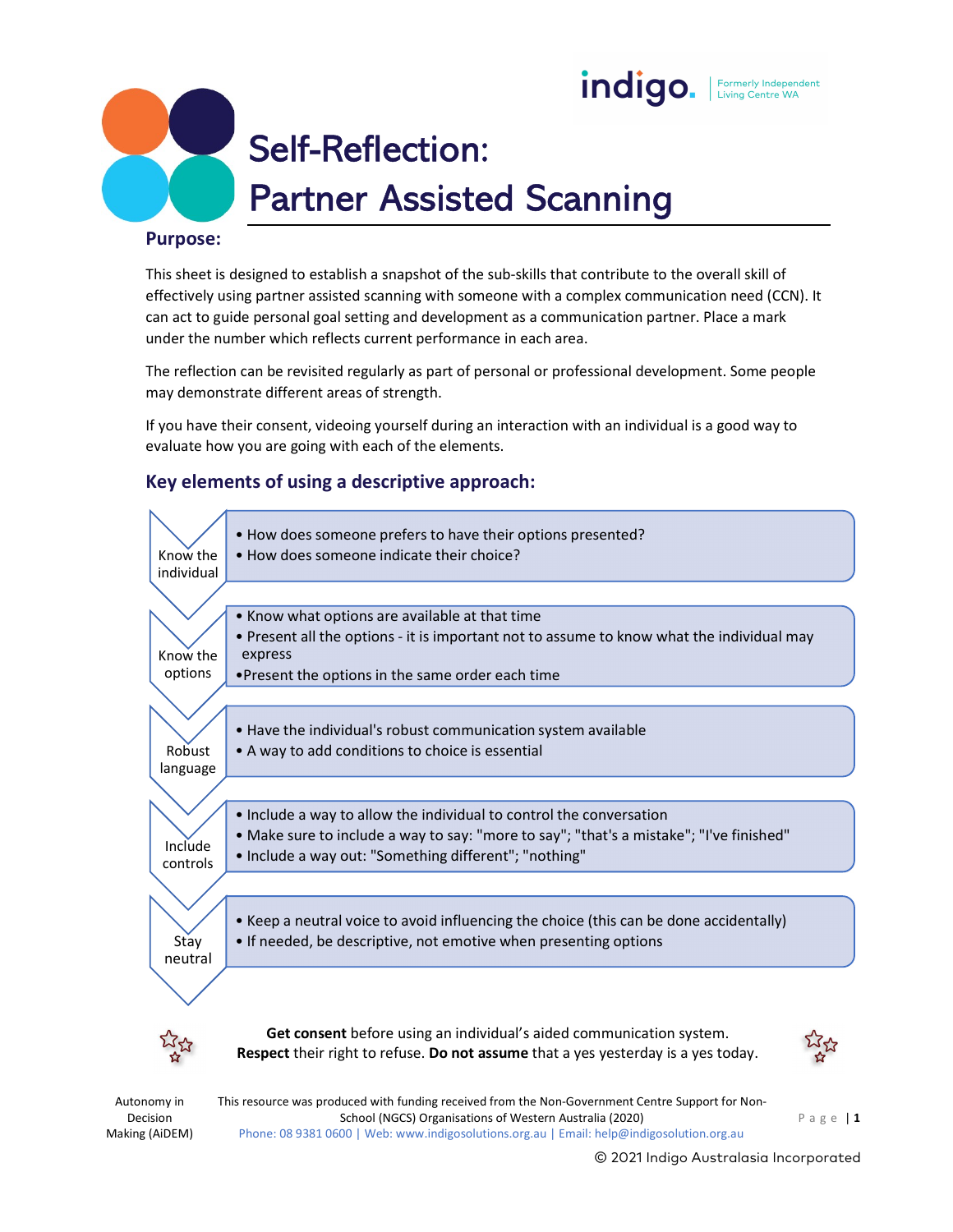# Self-Reflection: Partner Assisted Scanning

## Purpose:

This sheet is designed to establish a snapshot of the sub-skills that contribute to the overall skill of effectively using partner assisted scanning with someone with a complex communication need (CCN). It can act to guide personal goal setting and development as a communication partner. Place a mark under the number which reflects current performance in each area.

The reflection can be revisited regularly as part of personal or professional development. Some people may demonstrate different areas of strength.

If you have their consent, videoing yourself during an interaction with an individual is a good way to evaluate how you are going with each of the elements.

## Key elements of using a descriptive approach:

**Know the individual**
- How does someone prefers to have their options presented?
- How does someone indicate their choice?

**Know the options**
- Know what options are available at that time
- Present all the options - it is important not to assume to know what the individual may express
- Present the options in the same order each time

**Robust language**
- Have the individual's robust communication system available
- A way to add conditions to choice is essential

**Include controls**
- Include a way to allow the individual to control the conversation
- Make sure to include a way to say: "more to say"; "that's a mistake"; "I've finished"
- Include a way out: "Something different"; "nothing"

**Stay neutral**
- Keep a neutral voice to avoid influencing the choice (this can be done accidentally)
- If needed, be descriptive, not emotive when presenting options

**Get consent** before using an individual's aided communication system.
**Respect** their right to refuse. **Do not assume** that a yes yesterday is a yes today.

Autonomy in Decision Making (AiDEM)

This resource was produced with funding received from the Non-Government Centre Support for Non-School (NGCS) Organisations of Western Australia (2020)
Phone: 08 9381 0600 | Web: www.indigosolutions.org.au | Email: help@indigosolution.org.au

© 2021 Indigo Australasia Incorporated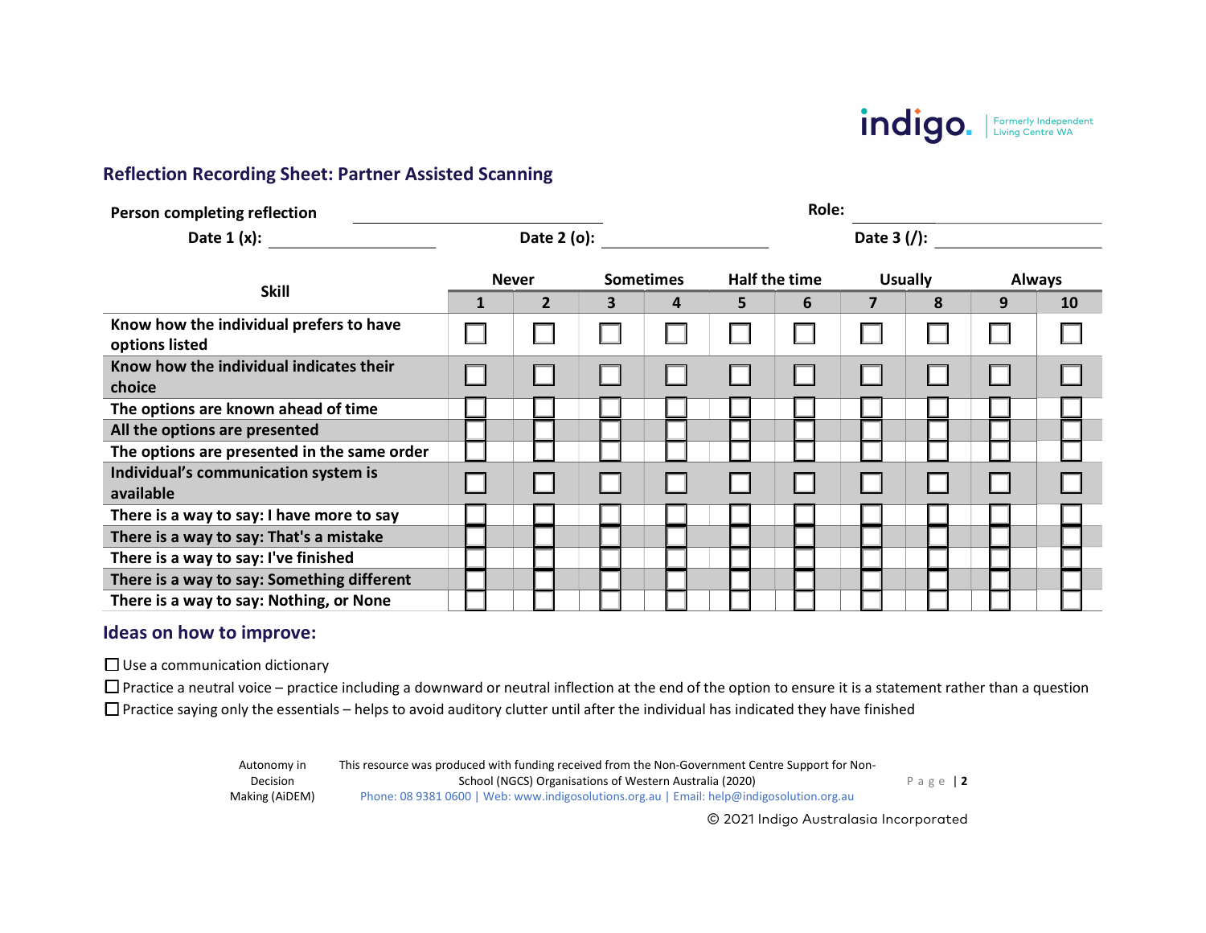## Reflection Recording Sheet: Partner Assisted Scanning

**Person completing reflection** \_\_\_\_\_\_\_\_\_\_\_\_\_\_\_\_\_\_\_\_\_\_\_\_ **Role:** \_\_\_\_\_\_\_\_\_\_\_\_\_\_\_\_\_\_\_\_\_\_\_\_

**Date 1 (x):** \_\_\_\_\_\_\_\_\_\_\_\_\_\_\_\_ **Date 2 (o):** \_\_\_\_\_\_\_\_\_\_\_\_\_\_\_\_ **Date 3 (/):** \_\_\_\_\_\_\_\_\_\_\_\_\_\_\_\_

| Skill | Never | | Sometimes | | Half the time | | Usually | | Always | |
|---|---|---|---|---|---|---|---|---|---|---|
| | 1 | 2 | 3 | 4 | 5 | 6 | 7 | 8 | 9 | 10 |
| Know how the individual prefers to have options listed | ☐ | ☐ | ☐ | ☐ | ☐ | ☐ | ☐ | ☐ | ☐ | ☐ |
| Know how the individual indicates their choice | ☐ | ☐ | ☐ | ☐ | ☐ | ☐ | ☐ | ☐ | ☐ | ☐ |
| The options are known ahead of time | ☐ | ☐ | ☐ | ☐ | ☐ | ☐ | ☐ | ☐ | ☐ | ☐ |
| All the options are presented | ☐ | ☐ | ☐ | ☐ | ☐ | ☐ | ☐ | ☐ | ☐ | ☐ |
| The options are presented in the same order | ☐ | ☐ | ☐ | ☐ | ☐ | ☐ | ☐ | ☐ | ☐ | ☐ |
| Individual's communication system is available | ☐ | ☐ | ☐ | ☐ | ☐ | ☐ | ☐ | ☐ | ☐ | ☐ |
| There is a way to say: I have more to say | ☐ | ☐ | ☐ | ☐ | ☐ | ☐ | ☐ | ☐ | ☐ | ☐ |
| There is a way to say: That's a mistake | ☐ | ☐ | ☐ | ☐ | ☐ | ☐ | ☐ | ☐ | ☐ | ☐ |
| There is a way to say: I've finished | ☐ | ☐ | ☐ | ☐ | ☐ | ☐ | ☐ | ☐ | ☐ | ☐ |
| There is a way to say: Something different | ☐ | ☐ | ☐ | ☐ | ☐ | ☐ | ☐ | ☐ | ☐ | ☐ |
| There is a way to say: Nothing, or None | ☐ | ☐ | ☐ | ☐ | ☐ | ☐ | ☐ | ☐ | ☐ | ☐ |

## Ideas on how to improve:

☐ Use a communication dictionary

☐ Practice a neutral voice – practice including a downward or neutral inflection at the end of the option to ensure it is a statement rather than a question

☐ Practice saying only the essentials – helps to avoid auditory clutter until after the individual has indicated they have finished

Autonomy in Decision Making (AiDEM)

This resource was produced with funding received from the Non-Government Centre Support for Non-School (NGCS) Organisations of Western Australia (2020)

Phone: 08 9381 0600 | Web: www.indigosolutions.org.au | Email: help@indigosolution.org.au

© 2021 Indigo Australasia Incorporated